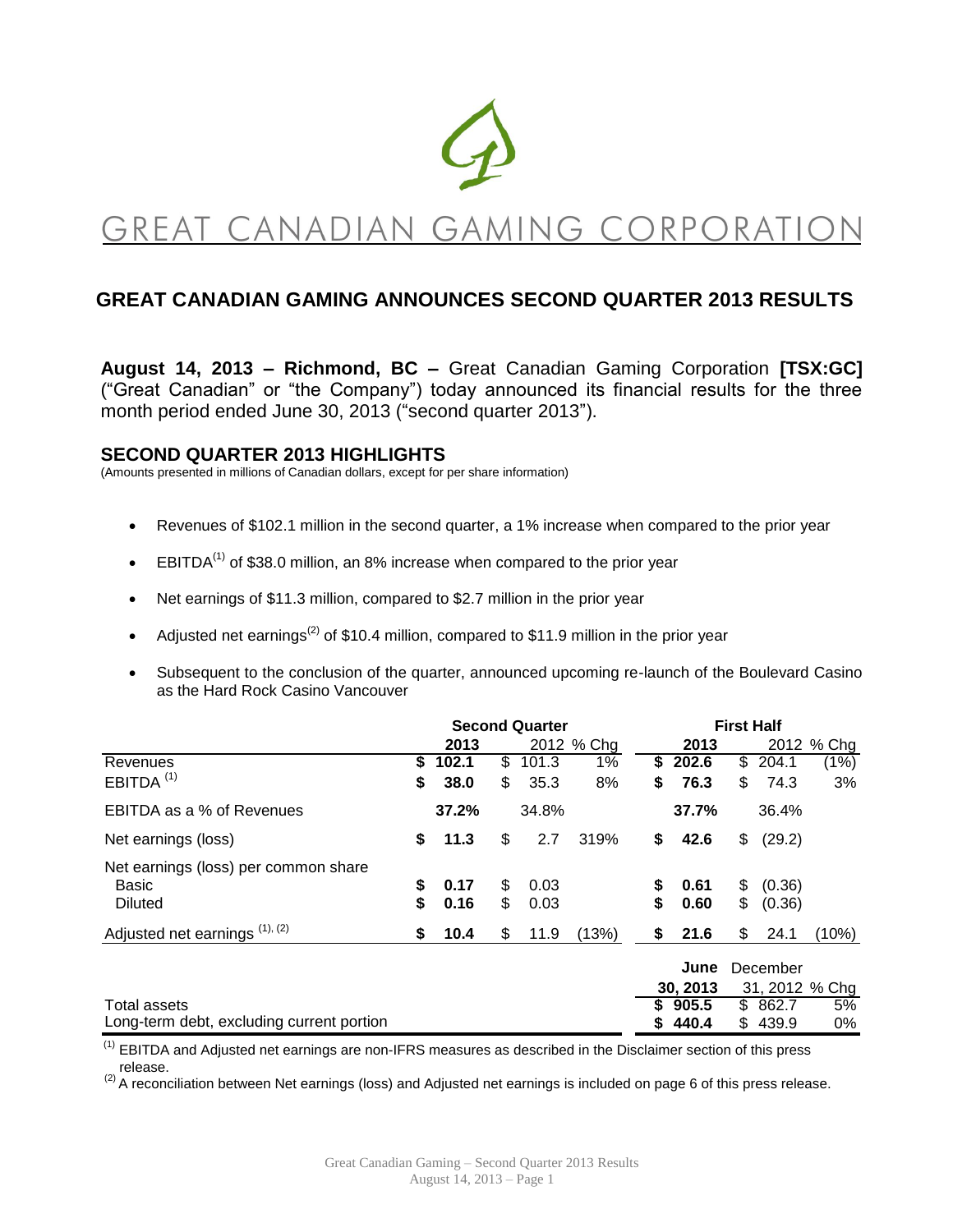# GREAT CANADIAN GAMING CORPORATION

## GREAT CANADIAN GAMING ANNOUNCES SECOND QUARTER 2013 RESULTS

**August 14, 2013 – Richmond, BC –** Great Canadian Gaming Corporation **[TSX:GC]** ("Great Canadian" or "the Company") today announced its financial results for the three month period ended June 30, 2013 ("second quarter 2013").

### SECOND QUARTER 2013 HIGHLIGHTS

(Amounts presented in millions of Canadian dollars, except for per share information)

- Revenues of $102.1 million in the second quarter, a 1% increase when compared to the prior year
- EBITDA[(1)] of $38.0 million, an 8% increase when compared to the prior year
- Net earnings of $11.3 million, compared to $2.7 million in the prior year
- Adjusted net earnings[(2)] of $10.4 million, compared to $11.9 million in the prior year
- Subsequent to the conclusion of the quarter, announced upcoming re-launch of the Boulevard Casino as the Hard Rock Casino Vancouver

| | Second Quarter | | | First Half | | |
|---|---|---|---|---|---|---|
| | **2013** | 2012 | % Chg | **2013** | 2012 | % Chg |
| Revenues | **$ 102.1** | $ 101.3 | 1% | **$ 202.6** | $ 204.1 | (1%) |
| EBITDA [(1)] | **$ 38.0** | $ 35.3 | 8% | **$ 76.3** | $ 74.3 | 3% |
| EBITDA as a % of Revenues | **37.2%** | 34.8% | | **37.7%** | 36.4% | |
| Net earnings (loss) | **$ 11.3** | $ 2.7 | 319% | **$ 42.6** | $ (29.2) | |
| Net earnings (loss) per common share | | | | | | |
| Basic | **$ 0.17** | $ 0.03 | | **$ 0.61** | $ (0.36) | |
| Diluted | **$ 0.16** | $ 0.03 | | **$ 0.60** | $ (0.36) | |
| Adjusted net earnings [(1), (2)] | **$ 10.4** | $ 11.9 | (13%) | **$ 21.6** | $ 24.1 | (10%) |

| | June 30, 2013 | December 31, 2012 | % Chg |
|---|---|---|---|
| Total assets | **$ 905.5** | $ 862.7 | 5% |
| Long-term debt, excluding current portion | **$ 440.4** | $ 439.9 | 0% |

[(1)] EBITDA and Adjusted net earnings are non-IFRS measures as described in the Disclaimer section of this press release.

[(2)] A reconciliation between Net earnings (loss) and Adjusted net earnings is included on page 6 of this press release.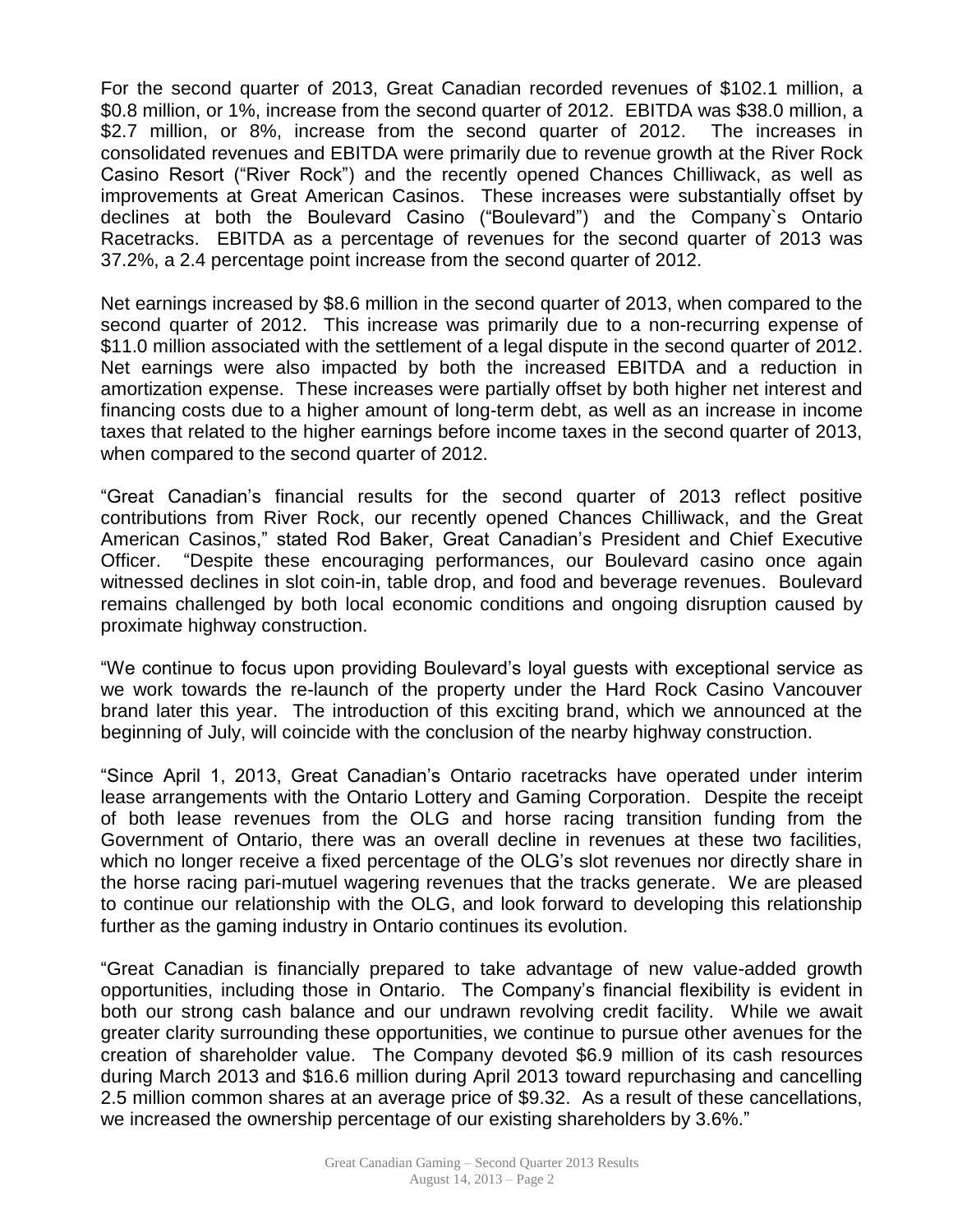For the second quarter of 2013, Great Canadian recorded revenues of $102.1 million, a $0.8 million, or 1%, increase from the second quarter of 2012. EBITDA was $38.0 million, a $2.7 million, or 8%, increase from the second quarter of 2012. The increases in consolidated revenues and EBITDA were primarily due to revenue growth at the River Rock Casino Resort ("River Rock") and the recently opened Chances Chilliwack, as well as improvements at Great American Casinos. These increases were substantially offset by declines at both the Boulevard Casino ("Boulevard") and the Company`s Ontario Racetracks. EBITDA as a percentage of revenues for the second quarter of 2013 was 37.2%, a 2.4 percentage point increase from the second quarter of 2012.

Net earnings increased by $8.6 million in the second quarter of 2013, when compared to the second quarter of 2012. This increase was primarily due to a non-recurring expense of $11.0 million associated with the settlement of a legal dispute in the second quarter of 2012. Net earnings were also impacted by both the increased EBITDA and a reduction in amortization expense. These increases were partially offset by both higher net interest and financing costs due to a higher amount of long-term debt, as well as an increase in income taxes that related to the higher earnings before income taxes in the second quarter of 2013, when compared to the second quarter of 2012.

"Great Canadian's financial results for the second quarter of 2013 reflect positive contributions from River Rock, our recently opened Chances Chilliwack, and the Great American Casinos," stated Rod Baker, Great Canadian's President and Chief Executive Officer. "Despite these encouraging performances, our Boulevard casino once again witnessed declines in slot coin-in, table drop, and food and beverage revenues. Boulevard remains challenged by both local economic conditions and ongoing disruption caused by proximate highway construction.

"We continue to focus upon providing Boulevard's loyal guests with exceptional service as we work towards the re-launch of the property under the Hard Rock Casino Vancouver brand later this year. The introduction of this exciting brand, which we announced at the beginning of July, will coincide with the conclusion of the nearby highway construction.

"Since April 1, 2013, Great Canadian's Ontario racetracks have operated under interim lease arrangements with the Ontario Lottery and Gaming Corporation. Despite the receipt of both lease revenues from the OLG and horse racing transition funding from the Government of Ontario, there was an overall decline in revenues at these two facilities, which no longer receive a fixed percentage of the OLG's slot revenues nor directly share in the horse racing pari-mutuel wagering revenues that the tracks generate. We are pleased to continue our relationship with the OLG, and look forward to developing this relationship further as the gaming industry in Ontario continues its evolution.

"Great Canadian is financially prepared to take advantage of new value-added growth opportunities, including those in Ontario. The Company's financial flexibility is evident in both our strong cash balance and our undrawn revolving credit facility. While we await greater clarity surrounding these opportunities, we continue to pursue other avenues for the creation of shareholder value. The Company devoted $6.9 million of its cash resources during March 2013 and $16.6 million during April 2013 toward repurchasing and cancelling 2.5 million common shares at an average price of $9.32. As a result of these cancellations, we increased the ownership percentage of our existing shareholders by 3.6%."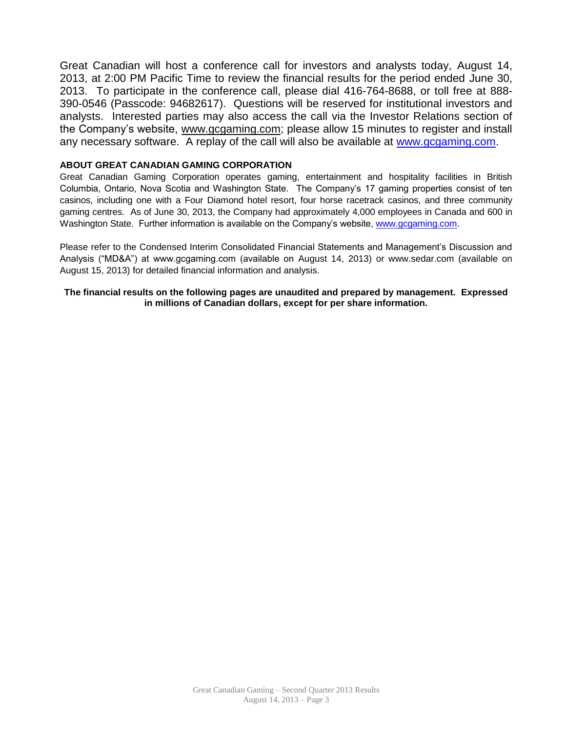Great Canadian will host a conference call for investors and analysts today, August 14, 2013, at 2:00 PM Pacific Time to review the financial results for the period ended June 30, 2013. To participate in the conference call, please dial 416-764-8688, or toll free at 888-390-0546 (Passcode: 94682617). Questions will be reserved for institutional investors and analysts. Interested parties may also access the call via the Investor Relations section of the Company's website, www.gcgaming.com; please allow 15 minutes to register and install any necessary software. A replay of the call will also be available at www.gcgaming.com.

**ABOUT GREAT CANADIAN GAMING CORPORATION**

Great Canadian Gaming Corporation operates gaming, entertainment and hospitality facilities in British Columbia, Ontario, Nova Scotia and Washington State. The Company's 17 gaming properties consist of ten casinos, including one with a Four Diamond hotel resort, four horse racetrack casinos, and three community gaming centres. As of June 30, 2013, the Company had approximately 4,000 employees in Canada and 600 in Washington State. Further information is available on the Company's website, www.gcgaming.com.

Please refer to the Condensed Interim Consolidated Financial Statements and Management's Discussion and Analysis ("MD&A") at www.gcgaming.com (available on August 14, 2013) or www.sedar.com (available on August 15, 2013) for detailed financial information and analysis.

**The financial results on the following pages are unaudited and prepared by management. Expressed in millions of Canadian dollars, except for per share information.**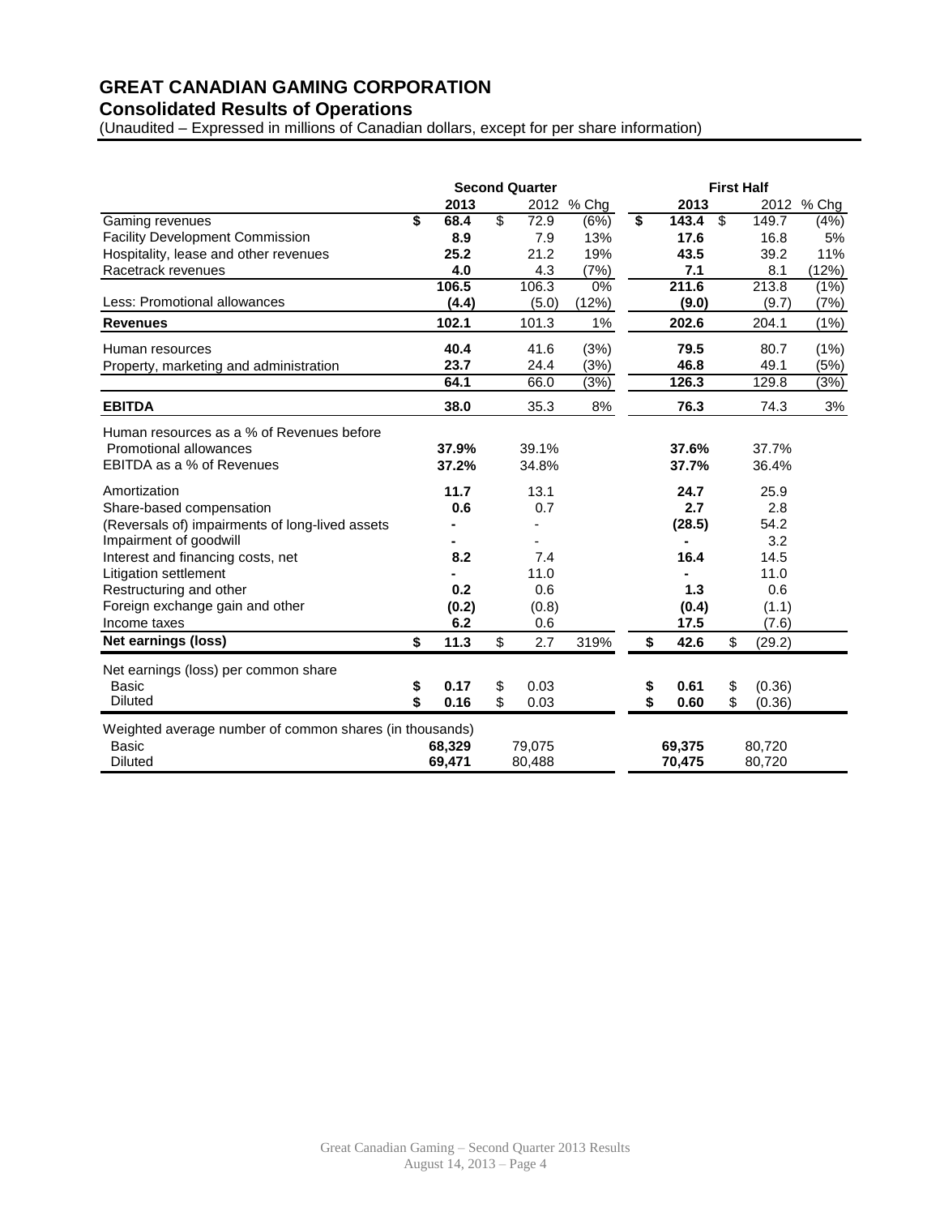# GREAT CANADIAN GAMING CORPORATION

## Consolidated Results of Operations

(Unaudited – Expressed in millions of Canadian dollars, except for per share information)

| | Second Quarter | | | First Half | | |
|---|---|---|---|---|---|---|
| | **2013** | 2012 | % Chg | **2013** | 2012 | % Chg |
| Gaming revenues | **$ 68.4** | $ 72.9 | (6%) | **$ 143.4** | $ 149.7 | (4%) |
| Facility Development Commission | **8.9** | 7.9 | 13% | **17.6** | 16.8 | 5% |
| Hospitality, lease and other revenues | **25.2** | 21.2 | 19% | **43.5** | 39.2 | 11% |
| Racetrack revenues | **4.0** | 4.3 | (7%) | **7.1** | 8.1 | (12%) |
| | **106.5** | 106.3 | 0% | **211.6** | 213.8 | (1%) |
| Less: Promotional allowances | **(4.4)** | (5.0) | (12%) | **(9.0)** | (9.7) | (7%) |
| **Revenues** | **102.1** | 101.3 | 1% | **202.6** | 204.1 | (1%) |
| Human resources | **40.4** | 41.6 | (3%) | **79.5** | 80.7 | (1%) |
| Property, marketing and administration | **23.7** | 24.4 | (3%) | **46.8** | 49.1 | (5%) |
| | **64.1** | 66.0 | (3%) | **126.3** | 129.8 | (3%) |
| **EBITDA** | **38.0** | 35.3 | 8% | **76.3** | 74.3 | 3% |
| Human resources as a % of Revenues before Promotional allowances | **37.9%** | 39.1% | | **37.6%** | 37.7% | |
| EBITDA as a % of Revenues | **37.2%** | 34.8% | | **37.7%** | 36.4% | |
| Amortization | **11.7** | 13.1 | | **24.7** | 25.9 | |
| Share-based compensation | **0.6** | 0.7 | | **2.7** | 2.8 | |
| (Reversals of) impairments of long-lived assets | **-** | - | | **(28.5)** | 54.2 | |
| Impairment of goodwill | **-** | - | | **-** | 3.2 | |
| Interest and financing costs, net | **8.2** | 7.4 | | **16.4** | 14.5 | |
| Litigation settlement | **-** | 11.0 | | **-** | 11.0 | |
| Restructuring and other | **0.2** | 0.6 | | **1.3** | 0.6 | |
| Foreign exchange gain and other | **(0.2)** | (0.8) | | **(0.4)** | (1.1) | |
| Income taxes | **6.2** | 0.6 | | **17.5** | (7.6) | |
| **Net earnings (loss)** | **$ 11.3** | $ 2.7 | 319% | **$ 42.6** | $ (29.2) | |
| Net earnings (loss) per common share | | | | | | |
| Basic | **$ 0.17** | $ 0.03 | | **$ 0.61** | $ (0.36) | |
| Diluted | **$ 0.16** | $ 0.03 | | **$ 0.60** | $ (0.36) | |
| Weighted average number of common shares (in thousands) | | | | | | |
| Basic | **68,329** | 79,075 | | **69,375** | 80,720 | |
| Diluted | **69,471** | 80,488 | | **70,475** | 80,720 | |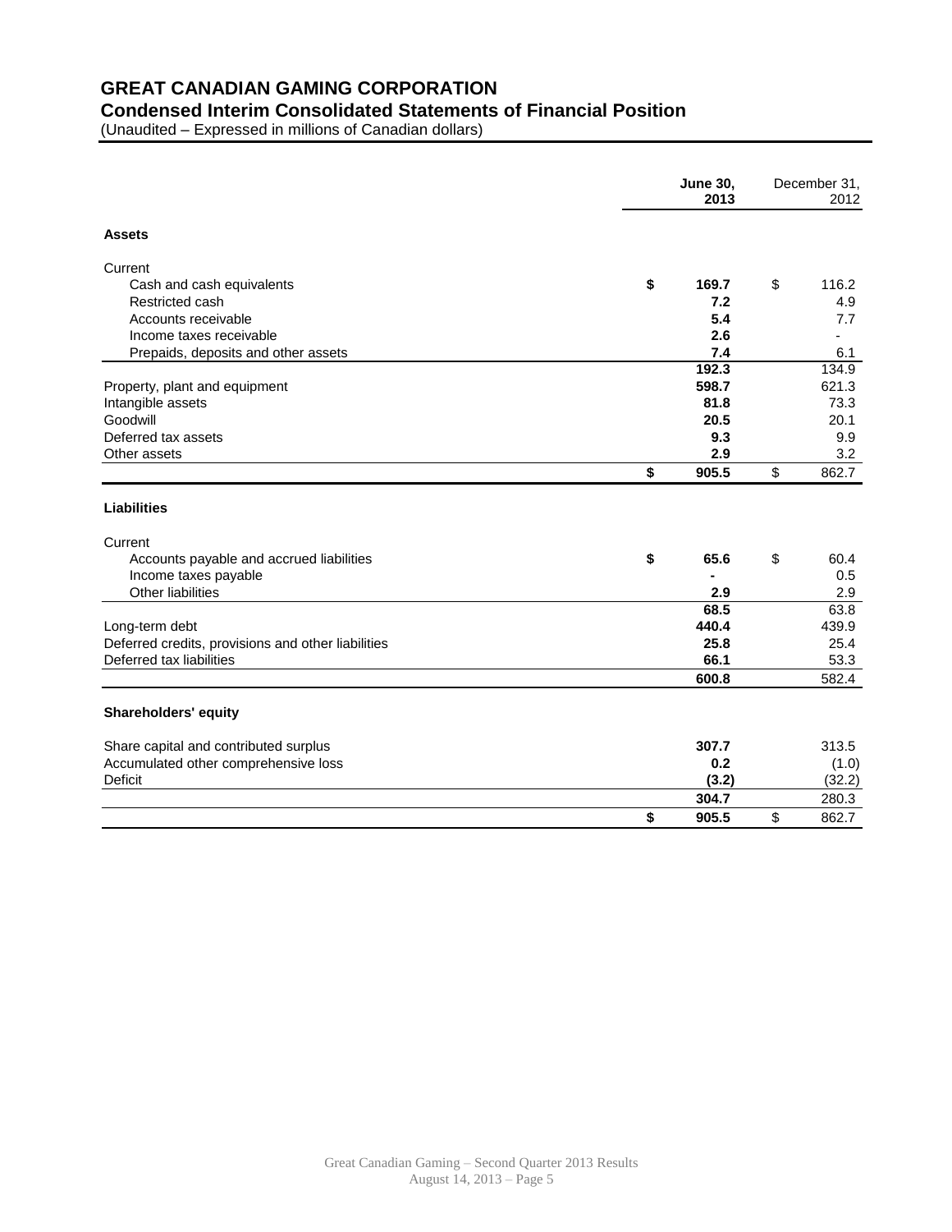# GREAT CANADIAN GAMING CORPORATION

## Condensed Interim Consolidated Statements of Financial Position

(Unaudited – Expressed in millions of Canadian dollars)

| | **June 30, 2013** | December 31, 2012 |
|---|---|---|
| **Assets** | | |
| Current | | |
| Cash and cash equivalents | **$ 169.7** | $ 116.2 |
| Restricted cash | **7.2** | 4.9 |
| Accounts receivable | **5.4** | 7.7 |
| Income taxes receivable | **2.6** | - |
| Prepaids, deposits and other assets | **7.4** | 6.1 |
| | **192.3** | 134.9 |
| Property, plant and equipment | **598.7** | 621.3 |
| Intangible assets | **81.8** | 73.3 |
| Goodwill | **20.5** | 20.1 |
| Deferred tax assets | **9.3** | 9.9 |
| Other assets | **2.9** | 3.2 |
| | **$ 905.5** | $ 862.7 |
| **Liabilities** | | |
| Current | | |
| Accounts payable and accrued liabilities | **$ 65.6** | $ 60.4 |
| Income taxes payable | **-** | 0.5 |
| Other liabilities | **2.9** | 2.9 |
| | **68.5** | 63.8 |
| Long-term debt | **440.4** | 439.9 |
| Deferred credits, provisions and other liabilities | **25.8** | 25.4 |
| Deferred tax liabilities | **66.1** | 53.3 |
| | **600.8** | 582.4 |
| **Shareholders' equity** | | |
| Share capital and contributed surplus | **307.7** | 313.5 |
| Accumulated other comprehensive loss | **0.2** | (1.0) |
| Deficit | **(3.2)** | (32.2) |
| | **304.7** | 280.3 |
| | **$ 905.5** | $ 862.7 |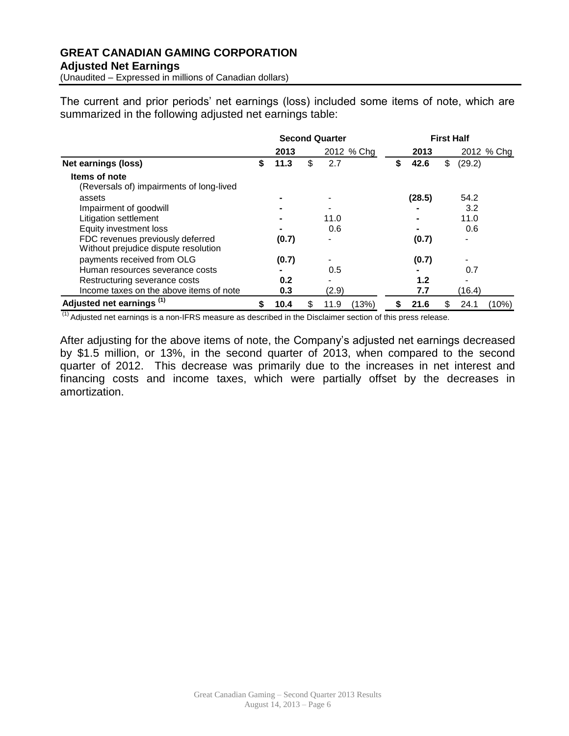**GREAT CANADIAN GAMING CORPORATION**

**Adjusted Net Earnings**

(Unaudited – Expressed in millions of Canadian dollars)

The current and prior periods' net earnings (loss) included some items of note, which are summarized in the following adjusted net earnings table:

| | Second Quarter | | | First Half | | |
|---|---|---|---|---|---|---|
| | **2013** | 2012 | % Chg | **2013** | 2012 | % Chg |
| **Net earnings (loss)** | **$ 11.3** | $ 2.7 | | **$ 42.6** | $ (29.2) | |
| **Items of note** | | | | | | |
| (Reversals of) impairments of long-lived assets | **-** | - | | **(28.5)** | 54.2 | |
| Impairment of goodwill | **-** | - | | **-** | 3.2 | |
| Litigation settlement | **-** | 11.0 | | **-** | 11.0 | |
| Equity investment loss | **-** | 0.6 | | **-** | 0.6 | |
| FDC revenues previously deferred | **(0.7)** | - | | **(0.7)** | - | |
| Without prejudice dispute resolution payments received from OLG | **(0.7)** | - | | **(0.7)** | - | |
| Human resources severance costs | **-** | 0.5 | | **-** | 0.7 | |
| Restructuring severance costs | **0.2** | - | | **1.2** | - | |
| Income taxes on the above items of note | **0.3** | (2.9) | | **7.7** | (16.4) | |
| **Adjusted net earnings [(1)]** | **$ 10.4** | $ 11.9 | (13%) | **$ 21.6** | $ 24.1 | (10%) |

[(1)] Adjusted net earnings is a non-IFRS measure as described in the Disclaimer section of this press release.

After adjusting for the above items of note, the Company's adjusted net earnings decreased by $1.5 million, or 13%, in the second quarter of 2013, when compared to the second quarter of 2012. This decrease was primarily due to the increases in net interest and financing costs and income taxes, which were partially offset by the decreases in amortization.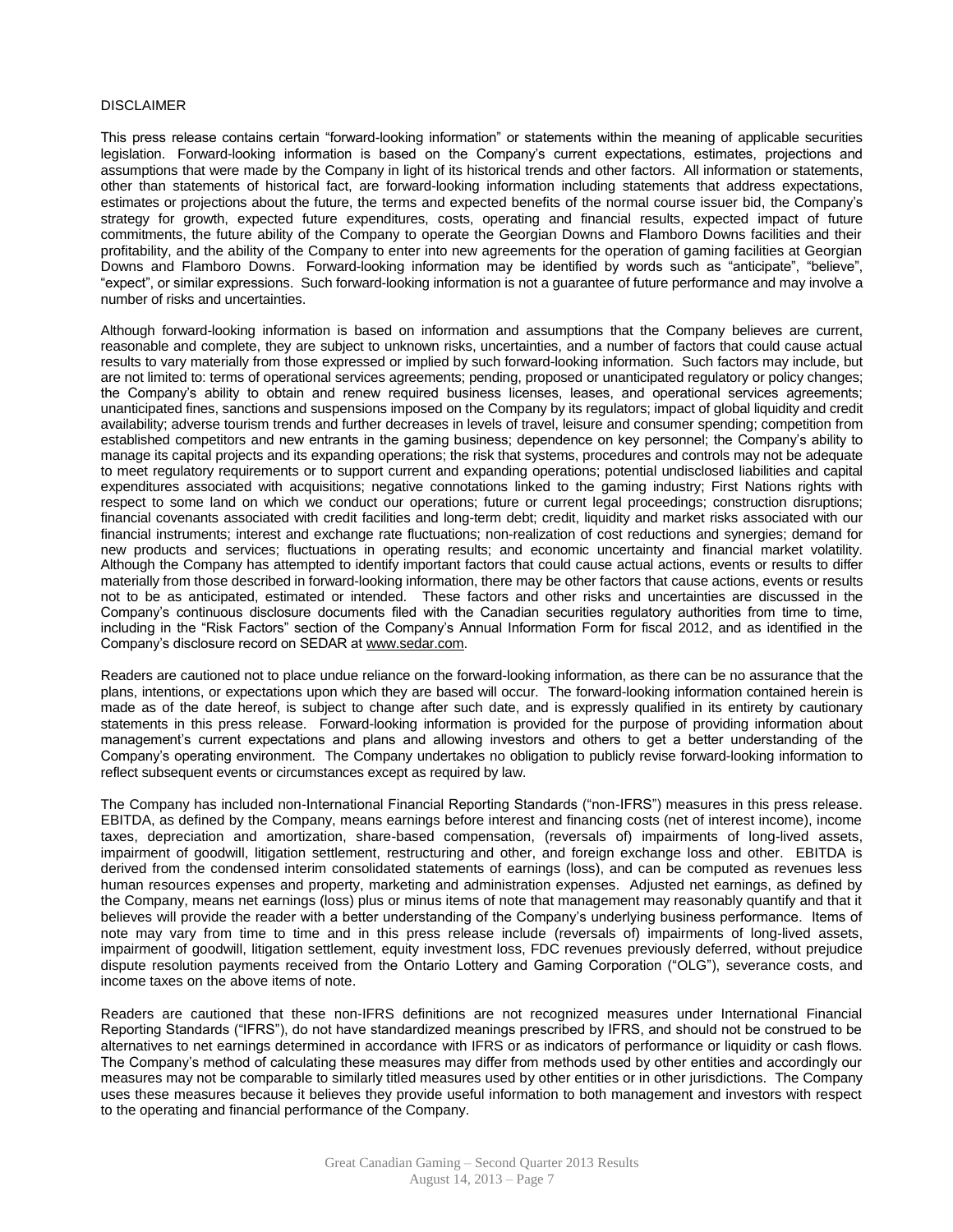DISCLAIMER

This press release contains certain "forward-looking information" or statements within the meaning of applicable securities legislation. Forward-looking information is based on the Company's current expectations, estimates, projections and assumptions that were made by the Company in light of its historical trends and other factors. All information or statements, other than statements of historical fact, are forward-looking information including statements that address expectations, estimates or projections about the future, the terms and expected benefits of the normal course issuer bid, the Company's strategy for growth, expected future expenditures, costs, operating and financial results, expected impact of future commitments, the future ability of the Company to operate the Georgian Downs and Flamboro Downs facilities and their profitability, and the ability of the Company to enter into new agreements for the operation of gaming facilities at Georgian Downs and Flamboro Downs. Forward-looking information may be identified by words such as "anticipate", "believe", "expect", or similar expressions. Such forward-looking information is not a guarantee of future performance and may involve a number of risks and uncertainties.

Although forward-looking information is based on information and assumptions that the Company believes are current, reasonable and complete, they are subject to unknown risks, uncertainties, and a number of factors that could cause actual results to vary materially from those expressed or implied by such forward-looking information. Such factors may include, but are not limited to: terms of operational services agreements; pending, proposed or unanticipated regulatory or policy changes; the Company's ability to obtain and renew required business licenses, leases, and operational services agreements; unanticipated fines, sanctions and suspensions imposed on the Company by its regulators; impact of global liquidity and credit availability; adverse tourism trends and further decreases in levels of travel, leisure and consumer spending; competition from established competitors and new entrants in the gaming business; dependence on key personnel; the Company's ability to manage its capital projects and its expanding operations; the risk that systems, procedures and controls may not be adequate to meet regulatory requirements or to support current and expanding operations; potential undisclosed liabilities and capital expenditures associated with acquisitions; negative connotations linked to the gaming industry; First Nations rights with respect to some land on which we conduct our operations; future or current legal proceedings; construction disruptions; financial covenants associated with credit facilities and long-term debt; credit, liquidity and market risks associated with our financial instruments; interest and exchange rate fluctuations; non-realization of cost reductions and synergies; demand for new products and services; fluctuations in operating results; and economic uncertainty and financial market volatility. Although the Company has attempted to identify important factors that could cause actual actions, events or results to differ materially from those described in forward-looking information, there may be other factors that cause actions, events or results not to be as anticipated, estimated or intended. These factors and other risks and uncertainties are discussed in the Company's continuous disclosure documents filed with the Canadian securities regulatory authorities from time to time, including in the "Risk Factors" section of the Company's Annual Information Form for fiscal 2012, and as identified in the Company's disclosure record on SEDAR at www.sedar.com.

Readers are cautioned not to place undue reliance on the forward-looking information, as there can be no assurance that the plans, intentions, or expectations upon which they are based will occur. The forward-looking information contained herein is made as of the date hereof, is subject to change after such date, and is expressly qualified in its entirety by cautionary statements in this press release. Forward-looking information is provided for the purpose of providing information about management's current expectations and plans and allowing investors and others to get a better understanding of the Company's operating environment. The Company undertakes no obligation to publicly revise forward-looking information to reflect subsequent events or circumstances except as required by law.

The Company has included non-International Financial Reporting Standards ("non-IFRS") measures in this press release. EBITDA, as defined by the Company, means earnings before interest and financing costs (net of interest income), income taxes, depreciation and amortization, share-based compensation, (reversals of) impairments of long-lived assets, impairment of goodwill, litigation settlement, restructuring and other, and foreign exchange loss and other. EBITDA is derived from the condensed interim consolidated statements of earnings (loss), and can be computed as revenues less human resources expenses and property, marketing and administration expenses. Adjusted net earnings, as defined by the Company, means net earnings (loss) plus or minus items of note that management may reasonably quantify and that it believes will provide the reader with a better understanding of the Company's underlying business performance. Items of note may vary from time to time and in this press release include (reversals of) impairments of long-lived assets, impairment of goodwill, litigation settlement, equity investment loss, FDC revenues previously deferred, without prejudice dispute resolution payments received from the Ontario Lottery and Gaming Corporation ("OLG"), severance costs, and income taxes on the above items of note.

Readers are cautioned that these non-IFRS definitions are not recognized measures under International Financial Reporting Standards ("IFRS"), do not have standardized meanings prescribed by IFRS, and should not be construed to be alternatives to net earnings determined in accordance with IFRS or as indicators of performance or liquidity or cash flows. The Company's method of calculating these measures may differ from methods used by other entities and accordingly our measures may not be comparable to similarly titled measures used by other entities or in other jurisdictions. The Company uses these measures because it believes they provide useful information to both management and investors with respect to the operating and financial performance of the Company.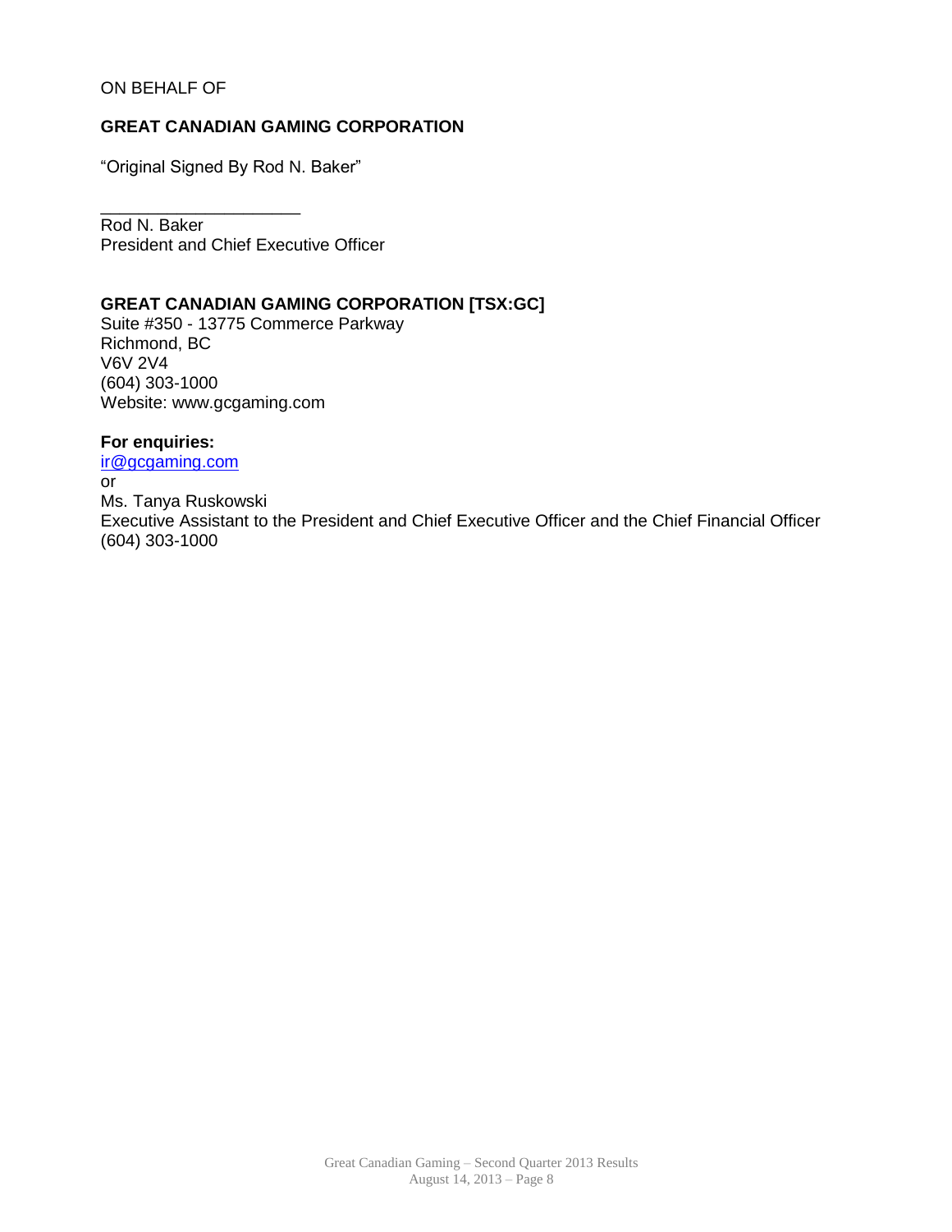ON BEHALF OF

**GREAT CANADIAN GAMING CORPORATION**

"Original Signed By Rod N. Baker"

\_\_\_\_\_\_\_\_\_\_\_\_\_\_\_\_\_\_\_\_\_\_

Rod N. Baker
President and Chief Executive Officer

**GREAT CANADIAN GAMING CORPORATION [TSX:GC]**
Suite #350 - 13775 Commerce Parkway
Richmond, BC
V6V 2V4
(604) 303-1000
Website: www.gcgaming.com

**For enquiries:**
ir@gcgaming.com
or
Ms. Tanya Ruskowski
Executive Assistant to the President and Chief Executive Officer and the Chief Financial Officer
(604) 303-1000